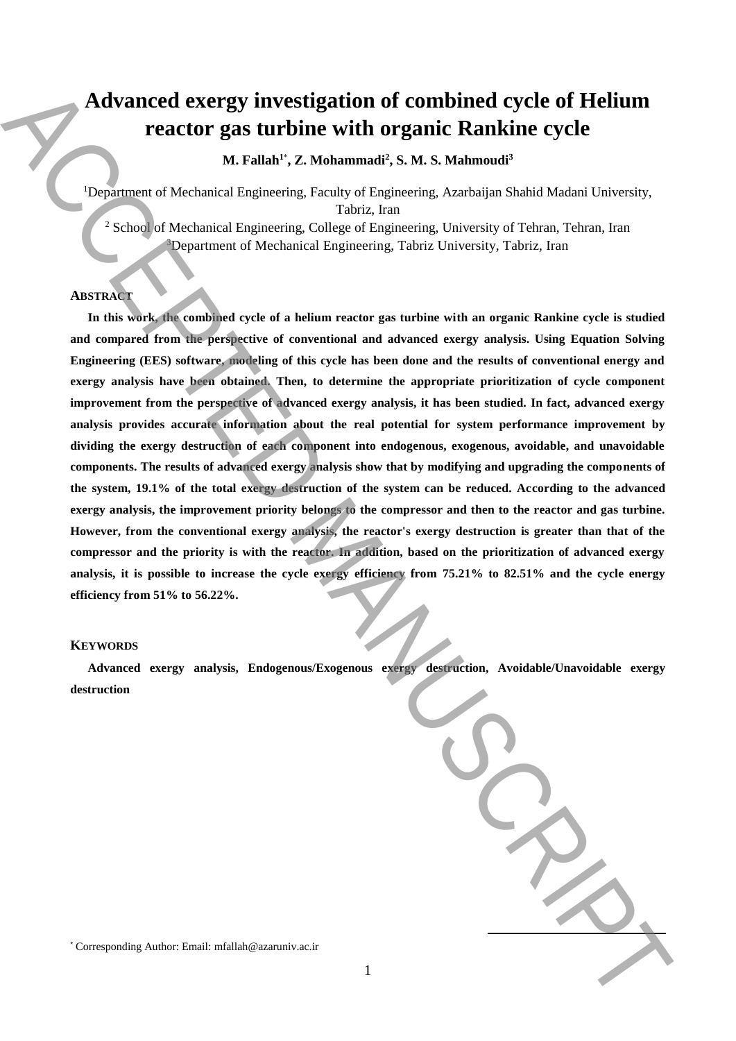# Advanced exergy investigation of combined cycle of Helium reactor gas turbine with organic Rankine cycle

**M. Fallah[1*], Z. Mohammadi[2], S. M. S. Mahmoudi[3]**

[1]Department of Mechanical Engineering, Faculty of Engineering, Azarbaijan Shahid Madani University, Tabriz, Iran

[2] School of Mechanical Engineering, College of Engineering, University of Tehran, Tehran, Iran

[3]Department of Mechanical Engineering, Tabriz University, Tabriz, Iran

## ABSTRACT

**In this work, the combined cycle of a helium reactor gas turbine with an organic Rankine cycle is studied and compared from the perspective of conventional and advanced exergy analysis. Using Equation Solving Engineering (EES) software, modeling of this cycle has been done and the results of conventional energy and exergy analysis have been obtained. Then, to determine the appropriate prioritization of cycle component improvement from the perspective of advanced exergy analysis, it has been studied. In fact, advanced exergy analysis provides accurate information about the real potential for system performance improvement by dividing the exergy destruction of each component into endogenous, exogenous, avoidable, and unavoidable components. The results of advanced exergy analysis show that by modifying and upgrading the components of the system, 19.1% of the total exergy destruction of the system can be reduced. According to the advanced exergy analysis, the improvement priority belongs to the compressor and then to the reactor and gas turbine. However, from the conventional exergy analysis, the reactor's exergy destruction is greater than that of the compressor and the priority is with the reactor. In addition, based on the prioritization of advanced exergy analysis, it is possible to increase the cycle exergy efficiency from 75.21% to 82.51% and the cycle energy efficiency from 51% to 56.22%.**

## KEYWORDS

**Advanced exergy analysis, Endogenous/Exogenous exergy destruction, Avoidable/Unavoidable exergy destruction**

[*] Corresponding Author: Email: mfallah@azaruniv.ac.ir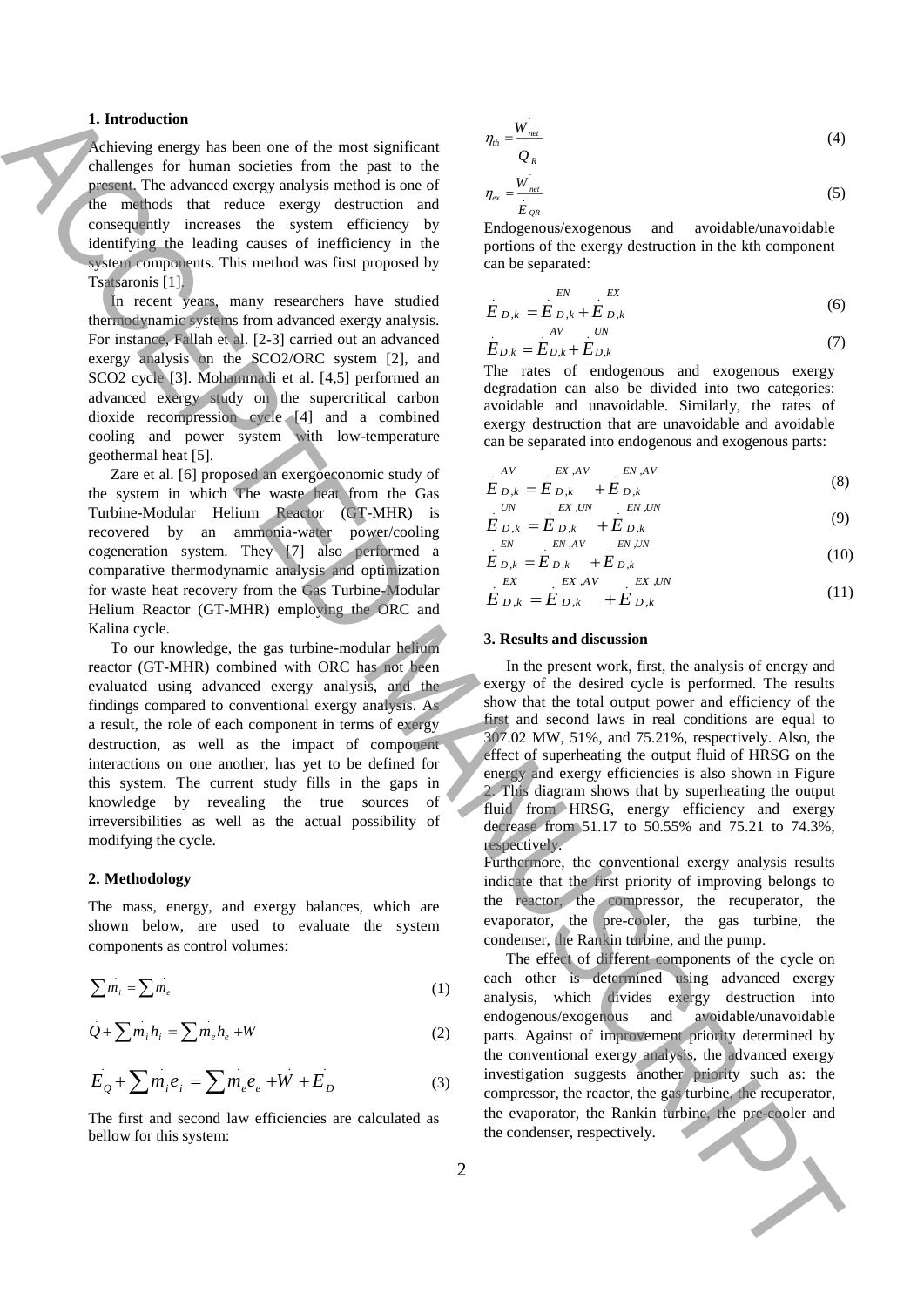## 1. Introduction

Achieving energy has been one of the most significant challenges for human societies from the past to the present. The advanced exergy analysis method is one of the methods that reduce exergy destruction and consequently increases the system efficiency by identifying the leading causes of inefficiency in the system components. This method was first proposed by Tsatsaronis [1].

In recent years, many researchers have studied thermodynamic systems from advanced exergy analysis. For instance, Fallah et al. [2-3] carried out an advanced exergy analysis on the SCO2/ORC system [2], and SCO2 cycle [3]. Mohammadi et al. [4,5] performed an advanced exergy study on the supercritical carbon dioxide recompression cycle [4] and a combined cooling and power system with low-temperature geothermal heat [5].

Zare et al. [6] proposed an exergoeconomic study of the system in which The waste heat from the Gas Turbine-Modular Helium Reactor (GT-MHR) is recovered by an ammonia-water power/cooling cogeneration system. They [7] also performed a comparative thermodynamic analysis and optimization for waste heat recovery from the Gas Turbine-Modular Helium Reactor (GT-MHR) employing the ORC and Kalina cycle.

To our knowledge, the gas turbine-modular helium reactor (GT-MHR) combined with ORC has not been evaluated using advanced exergy analysis, and the findings compared to conventional exergy analysis. As a result, the role of each component in terms of exergy destruction, as well as the impact of component interactions on one another, has yet to be defined for this system. The current study fills in the gaps in knowledge by revealing the true sources of irreversibilities as well as the actual possibility of modifying the cycle.

## 2. Methodology

The mass, energy, and exergy balances, which are shown below, are used to evaluate the system components as control volumes:

$$\sum \dot{m}_i = \sum \dot{m}_e \tag{1}$$

$$\dot{Q} + \sum \dot{m}_i h_i = \sum \dot{m}_e h_e + \dot{W} \tag{2}$$

$$\dot{E}_Q + \sum \dot{m}_i e_i = \sum \dot{m}_e e_e + \dot{W} + \dot{E}_D \tag{3}$$

The first and second law efficiencies are calculated as bellow for this system:

$$\eta_{th} = \frac{\dot{W}_{net}}{\dot{Q}_R} \tag{4}$$

$$\eta_{ex} = \frac{\dot{W}_{net}}{\dot{E}_{QR}} \tag{5}$$

Endogenous/exogenous and avoidable/unavoidable portions of the exergy destruction in the kth component can be separated:

$$\dot{E}_{D,k} = \dot{E}^{EN}_{D,k} + \dot{E}^{EX}_{D,k} \tag{6}$$

$$\dot{E}_{D,k} = \dot{E}^{AV}_{D,k} + \dot{E}^{UN}_{D,k} \tag{7}$$

The rates of endogenous and exogenous exergy degradation can also be divided into two categories: avoidable and unavoidable. Similarly, the rates of exergy destruction that are unavoidable and avoidable can be separated into endogenous and exogenous parts:

$$\dot{E}^{AV}_{D,k} = \dot{E}^{EX,AV}_{D,k} + \dot{E}^{EN,AV}_{D,k} \tag{8}$$

$$\dot{E}^{UN}_{D,k} = \dot{E}^{EX,UN}_{D,k} + \dot{E}^{EN,UN}_{D,k} \tag{9}$$

$$\dot{E}^{EN}_{D,k} = \dot{E}^{EN,AV}_{D,k} + \dot{E}^{EN,UN}_{D,k} \tag{10}$$

$$\dot{E}^{EX}_{D,k} = \dot{E}^{EX,AV}_{D,k} + \dot{E}^{EX,UN}_{D,k} \tag{11}$$

## 3. Results and discussion

In the present work, first, the analysis of energy and exergy of the desired cycle is performed. The results show that the total output power and efficiency of the first and second laws in real conditions are equal to 307.02 MW, 51%, and 75.21%, respectively. Also, the effect of superheating the output fluid of HRSG on the energy and exergy efficiencies is also shown in Figure 2. This diagram shows that by superheating the output fluid from HRSG, energy efficiency and exergy decrease from 51.17 to 50.55% and 75.21 to 74.3%, respectively.

Furthermore, the conventional exergy analysis results indicate that the first priority of improving belongs to the reactor, the compressor, the recuperator, the evaporator, the pre-cooler, the gas turbine, the condenser, the Rankin turbine, and the pump.

The effect of different components of the cycle on each other is determined using advanced exergy analysis, which divides exergy destruction into endogenous/exogenous and avoidable/unavoidable parts. Against of improvement priority determined by the conventional exergy analysis, the advanced exergy investigation suggests another priority such as: the compressor, the reactor, the gas turbine, the recuperator, the evaporator, the Rankin turbine, the pre-cooler and the condenser, respectively.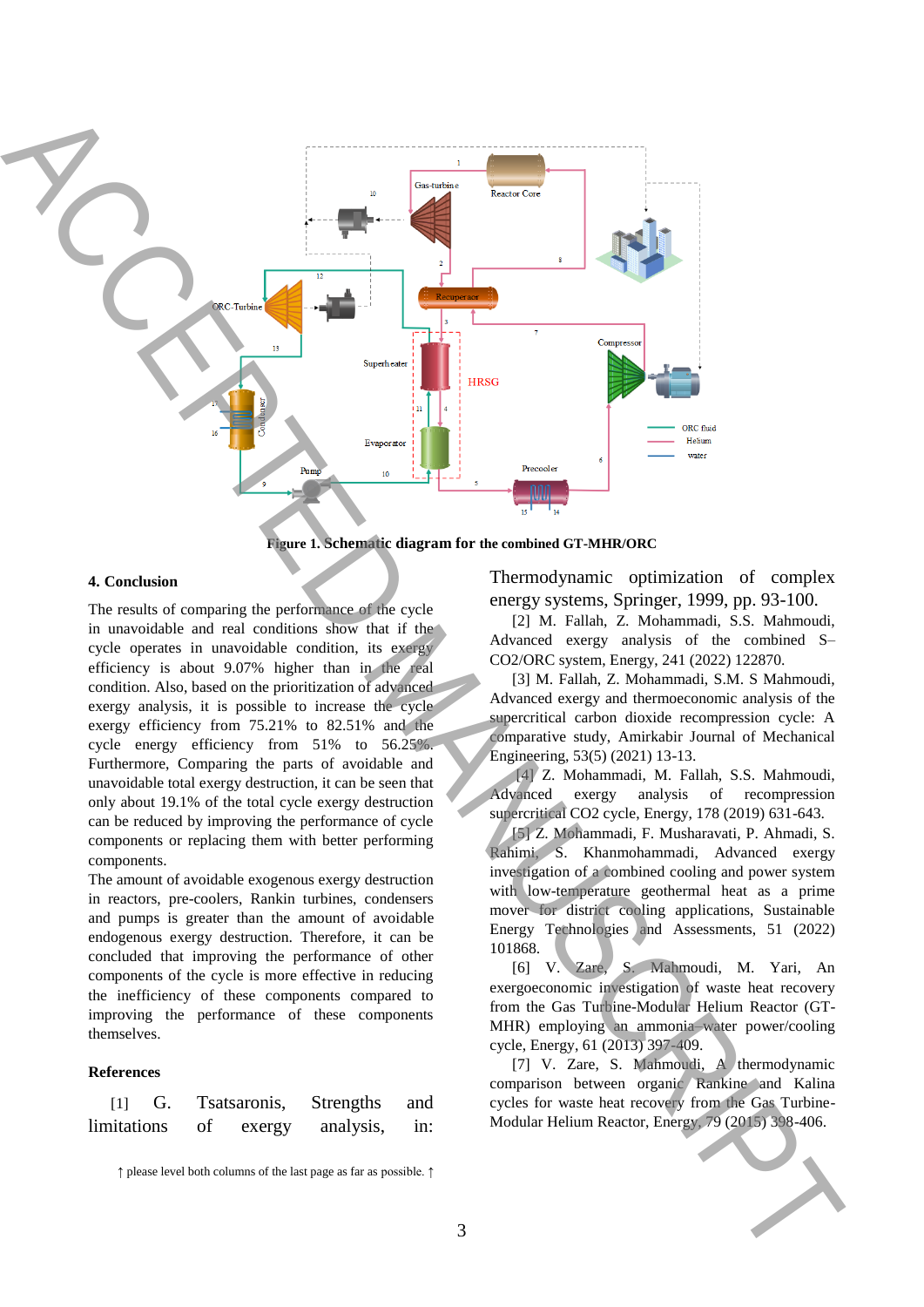Gas-turbine
Reactor Core
Recuperator
ORC-Turbine
Superheater
HRSG
Compressor
Condenser
Evaporator
Pump
Precooler
ORC fluid
Helium
water

**Figure 1. Schematic diagram for the combined GT-MHR/ORC**

### 4. Conclusion

The results of comparing the performance of the cycle in unavoidable and real conditions show that if the cycle operates in unavoidable condition, its exergy efficiency is about 9.07% higher than in the real condition. Also, based on the prioritization of advanced exergy analysis, it is possible to increase the cycle exergy efficiency from 75.21% to 82.51% and the cycle energy efficiency from 51% to 56.25%. Furthermore, Comparing the parts of avoidable and unavoidable total exergy destruction, it can be seen that only about 19.1% of the total cycle exergy destruction can be reduced by improving the performance of cycle components or replacing them with better performing components.

The amount of avoidable exogenous exergy destruction in reactors, pre-coolers, Rankin turbines, condensers and pumps is greater than the amount of avoidable endogenous exergy destruction. Therefore, it can be concluded that improving the performance of other components of the cycle is more effective in reducing the inefficiency of these components compared to improving the performance of these components themselves.

### References

[1] G. Tsatsaronis, Strengths and limitations of exergy analysis, in: Thermodynamic optimization of complex energy systems, Springer, 1999, pp. 93-100.

[2] M. Fallah, Z. Mohammadi, S.S. Mahmoudi, Advanced exergy analysis of the combined S–CO2/ORC system, Energy, 241 (2022) 122870.

[3] M. Fallah, Z. Mohammadi, S.M. S Mahmoudi, Advanced exergy and thermoeconomic analysis of the supercritical carbon dioxide recompression cycle: A comparative study, Amirkabir Journal of Mechanical Engineering, 53(5) (2021) 13-13.

[4] Z. Mohammadi, M. Fallah, S.S. Mahmoudi, Advanced exergy analysis of recompression supercritical CO2 cycle, Energy, 178 (2019) 631-643.

[5] Z. Mohammadi, F. Musharavati, P. Ahmadi, S. Rahimi, S. Khanmohammadi, Advanced exergy investigation of a combined cooling and power system with low-temperature geothermal heat as a prime mover for district cooling applications, Sustainable Energy Technologies and Assessments, 51 (2022) 101868.

[6] V. Zare, S. Mahmoudi, M. Yari, An exergoeconomic investigation of waste heat recovery from the Gas Turbine-Modular Helium Reactor (GT-MHR) employing an ammonia–water power/cooling cycle, Energy, 61 (2013) 397-409.

[7] V. Zare, S. Mahmoudi, A thermodynamic comparison between organic Rankine and Kalina cycles for waste heat recovery from the Gas Turbine-Modular Helium Reactor, Energy, 79 (2015) 398-406.